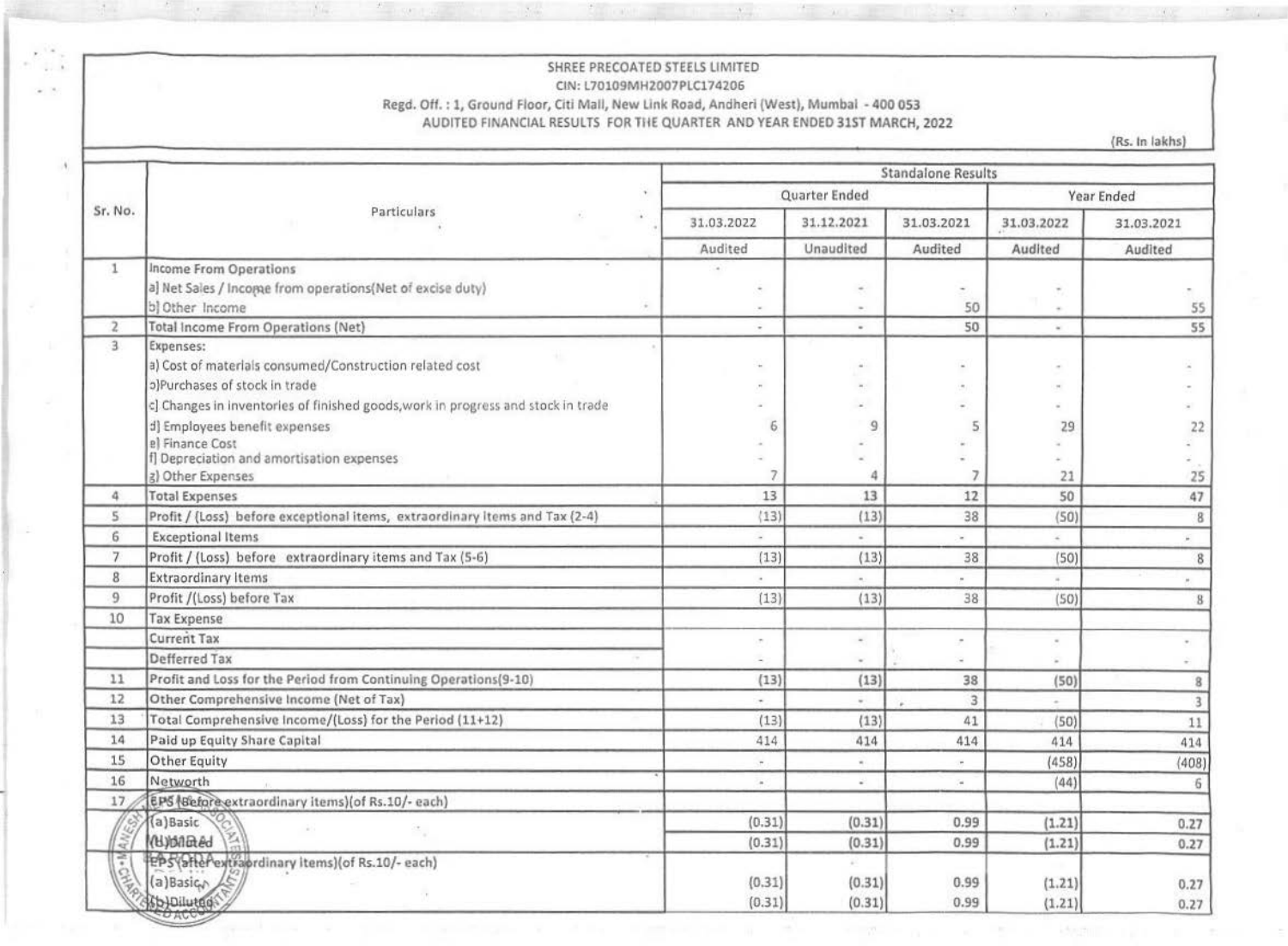SHREE PRECOATED STEELS LIMITED

CIN: L70109MH2007PLC174206

Regd. Off. : 1, Ground Floor, Citi Mall, New Link Road, Andheri (West), Mumbai - 400 053

AUDITED FINANCIAL RESULTS FOR THE QUARTER AND YEAR ENDED 31ST MARCH, 2022

(Rs. In lakhs)

| Sr. No. | Particulars | Standalone Results | | | | |
|---|---|---|---|---|---|---|
| | | Quarter Ended | | | Year Ended | |
| | | 31.03.2022 | 31.12.2021 | 31.03.2021 | 31.03.2022 | 31.03.2021 |
| | | Audited | Unaudited | Audited | Audited | Audited |
| 1 | Income From Operations | | | | | |
| | a] Net Sales / Income from operations(Net of excise duty) | - | - | - | - | - |
| | b] Other Income | - | - | 50 | - | 55 |
| 2 | Total Income From Operations (Net) | - | - | 50 | - | 55 |
| 3 | Expenses: | | | | | |
| | a) Cost of materials consumed/Construction related cost | - | - | - | - | - |
| | b)Purchases of stock in trade | - | - | - | - | - |
| | c] Changes in inventories of finished goods,work in progress and stock in trade | - | - | - | - | - |
| | d] Employees benefit expenses | 6 | 9 | 5 | 29 | 22 |
| | e) Finance Cost | - | - | - | - | - |
| | f] Depreciation and amortisation expenses | - | - | - | - | - |
| | g) Other Expenses | 7 | 4 | 7 | 21 | 25 |
| 4 | Total Expenses | 13 | 13 | 12 | 50 | 47 |
| 5 | Profit / (Loss) before exceptional items, extraordinary items and Tax (2-4) | (13) | (13) | 38 | (50) | 8 |
| 6 | Exceptional Items | - | - | - | - | - |
| 7 | Profit / (Loss) before extraordinary items and Tax (5-6) | (13) | (13) | 38 | (50) | 8 |
| 8 | Extraordinary Items | - | - | - | - | - |
| 9 | Profit /(Loss) before Tax | (13) | (13) | 38 | (50) | 8 |
| 10 | Tax Expense | | | | | |
| | Current Tax | - | - | - | - | - |
| | Defferred Tax | - | - | - | - | - |
| 11 | Profit and Loss for the Period from Continuing Operations(9-10) | (13) | (13) | 38 | (50) | 8 |
| 12 | Other Comprehensive Income (Net of Tax) | - | - | 3 | - | 3 |
| 13 | Total Comprehensive Income/(Loss) for the Period (11+12) | (13) | (13) | 41 | (50) | 11 |
| 14 | Paid up Equity Share Capital | 414 | 414 | 414 | 414 | 414 |
| 15 | Other Equity | - | - | - | (458) | (408) |
| 16 | Networth | - | - | - | (44) | 6 |
| 17 | EPS (Before extraordinary items)(of Rs.10/- each) | | | | | |
| | (a)Basic | (0.31) | (0.31) | 0.99 | (1.21) | 0.27 |
| | (b)Diluted | (0.31) | (0.31) | 0.99 | (1.21) | 0.27 |
| | EPS (after extraordinary items)(of Rs.10/- each) | | | | | |
| | (a)Basic | (0.31) | (0.31) | 0.99 | (1.21) | 0.27 |
| | (b)Diluted | (0.31) | (0.31) | 0.99 | (1.21) | 0.27 |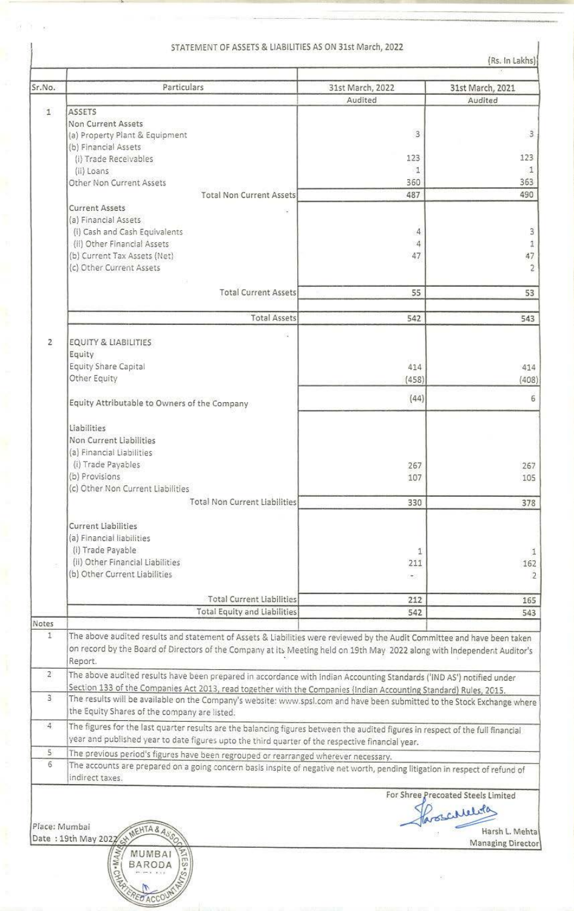## STATEMENT OF ASSETS & LIABILITIES AS ON 31st March, 2022

(Rs. In Lakhs)

| Sr.No. | Particulars | 31st March, 2022 | 31st March, 2021 |
|---|---|---|---|
| | | Audited | Audited |
| 1 | ASSETS | | |
| | Non Current Assets | | |
| | (a) Property Plant & Equipment | 3 | 3 |
| | (b) Financial Assets | | |
| | (i) Trade Receivables | 123 | 123 |
| | (ii) Loans | 1 | 1 |
| | Other Non Current Assets | 360 | 363 |
| | Total Non Current Assets | 487 | 490 |
| | Current Assets | | |
| | (a) Financial Assets | | |
| | (i) Cash and Cash Equivalents | 4 | 3 |
| | (ii) Other Financial Assets | 4 | 1 |
| | (b) Current Tax Assets (Net) | 47 | 47 |
| | (c) Other Current Assets | | 2 |
| | Total Current Assets | 55 | 53 |
| | Total Assets | 542 | 543 |
| 2 | EQUITY & LIABILITIES | | |
| | Equity | | |
| | Equity Share Capital | 414 | 414 |
| | Other Equity | (458) | (408) |
| | Equity Attributable to Owners of the Company | (44) | 6 |
| | Liabilities | | |
| | Non Current Liabilities | | |
| | (a) Financial Liabilities | | |
| | (i) Trade Payables | 267 | 267 |
| | (b) Provisions | 107 | 105 |
| | (c) Other Non Current Liabilities | | |
| | Total Non Current Liabilities | 330 | 378 |
| | Current Liabilities | | |
| | (a) Financial liabilities | | |
| | (i) Trade Payable | 1 | 1 |
| | (ii) Other Financial Liabilities | 211 | 162 |
| | (b) Other Current Liabilities | - | 2 |
| | Total Current Liabilities | 212 | 165 |
| | Total Equity and Liabilities | 542 | 543 |

**Notes**

1. The above audited results and statement of Assets & Liabilities were reviewed by the Audit Committee and have been taken on record by the Board of Directors of the Company at its Meeting held on 19th May 2022 along with Independent Auditor's Report.
2. The above audited results have been prepared in accordance with Indian Accounting Standards ('IND AS') notified under Section 133 of the Companies Act 2013, read together with the Companies (Indian Accounting Standard) Rules, 2015.
3. The results will be available on the Company's website: www.spsl.com and have been submitted to the Stock Exchange where the Equity Shares of the company are listed.
4. The figures for the last quarter results are the balancing figures between the audited figures in respect of the full financial year and published year to date figures upto the third quarter of the respective financial year.
5. The previous period's figures have been regrouped or rearranged wherever necessary.
6. The accounts are prepared on a going concern basis inspite of negative net worth, pending litigation in respect of refund of indirect taxes.

For Shree Precoated Steels Limited

Harsh L. Mehta
Managing Director

Place: Mumbai
Date : 19th May 2022

MANISH MEHTA & ASSOCIATES
MUMBAI BARODA
CHARTERED ACCOUNTANTS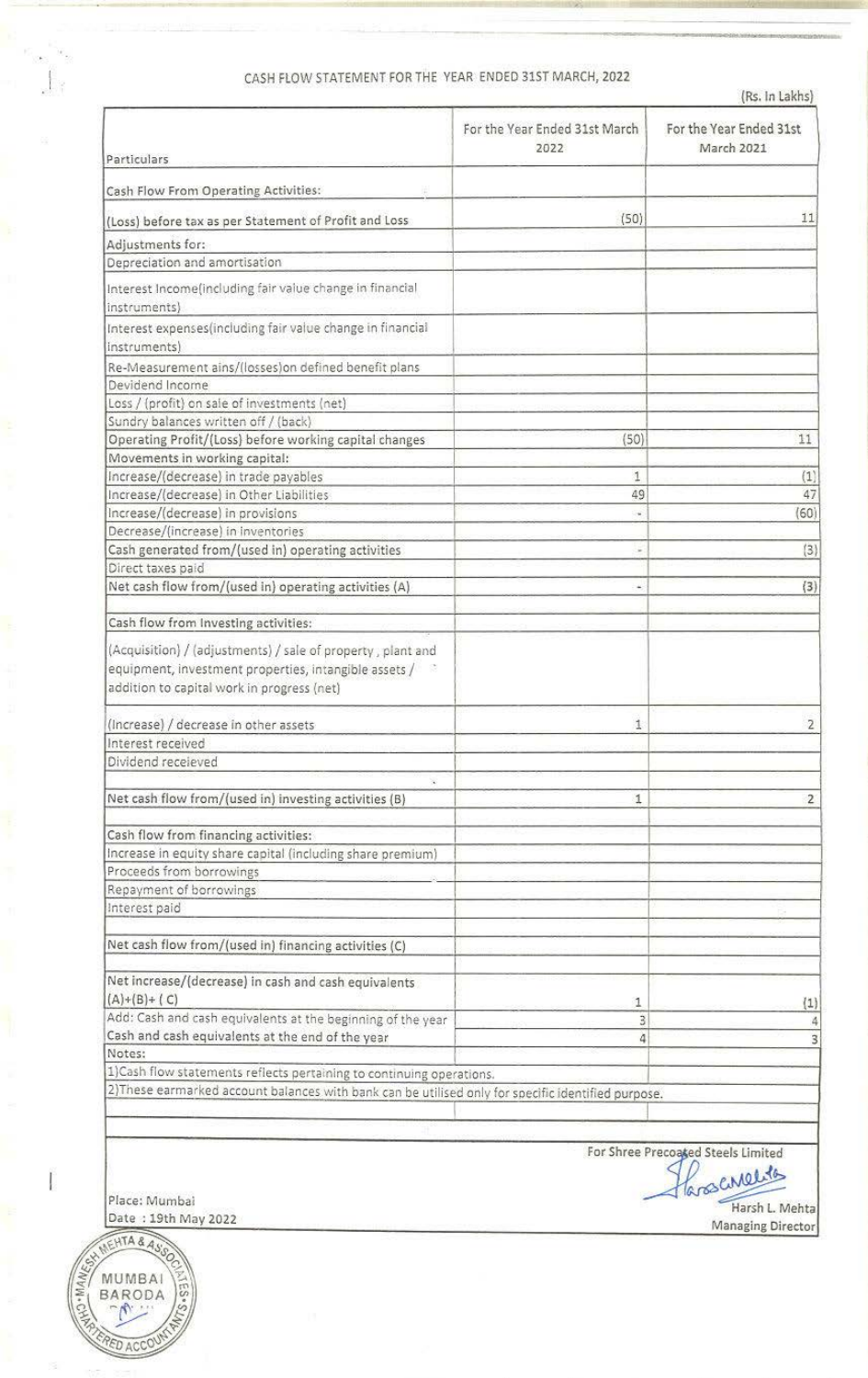CASH FLOW STATEMENT FOR THE YEAR ENDED 31ST MARCH, 2022

(Rs. In Lakhs)

| Particulars | For the Year Ended 31st March 2022 | For the Year Ended 31st March 2021 |
|---|---|---|
| Cash Flow From Operating Activities: | | |
| (Loss) before tax as per Statement of Profit and Loss | (50) | 11 |
| Adjustments for: | | |
| Depreciation and amortisation | | |
| Interest Income(including fair value change in financial instruments) | | |
| Interest expenses(including fair value change in financial instruments) | | |
| Re-Measurement ains/(losses)on defined benefit plans | | |
| Devidend Income | | |
| Loss / (profit) on sale of investments (net) | | |
| Sundry balances written off / (back) | | |
| Operating Profit/(Loss) before working capital changes | (50) | 11 |
| Movements in working capital: | | |
| Increase/(decrease) in trade payables | 1 | (1) |
| Increase/(decrease) in Other Liabilities | 49 | 47 |
| Increase/(decrease) in provisions | - | (60) |
| Decrease/(increase) in inventories | | |
| Cash generated from/(used in) operating activities | - | (3) |
| Direct taxes paid | | |
| Net cash flow from/(used in) operating activities (A) | - | (3) |
| | | |
| Cash flow from Investing activities: | | |
| (Acquisition) / (adjustments) / sale of property , plant and equipment, investment properties, intangible assets / addition to capital work in progress (net) | | |
| (Increase) / decrease in other assets | 1 | 2 |
| Interest received | | |
| Dividend receieved | | |
| | | |
| Net cash flow from/(used in) investing activities (B) | 1 | 2 |
| | | |
| Cash flow from financing activities: | | |
| Increase in equity share capital (including share premium) | | |
| Proceeds from borrowings | | |
| Repayment of borrowings | | |
| Interest paid | | |
| | | |
| Net cash flow from/(used in) financing activities (C) | | |
| | | |
| Net increase/(decrease) in cash and cash equivalents (A)+(B)+ ( C) | 1 | (1) |
| Add: Cash and cash equivalents at the beginning of the year | 3 | 4 |
| Cash and cash equivalents at the end of the year | 4 | 3 |

Notes:

1)Cash flow statements reflects pertaining to continuing operations.

2)These earmarked account balances with bank can be utilised only for specific identified purpose.

For Shree Precoated Steels Limited

Harsh L. Mehta
Managing Director

Place: Mumbai
Date : 19th May 2022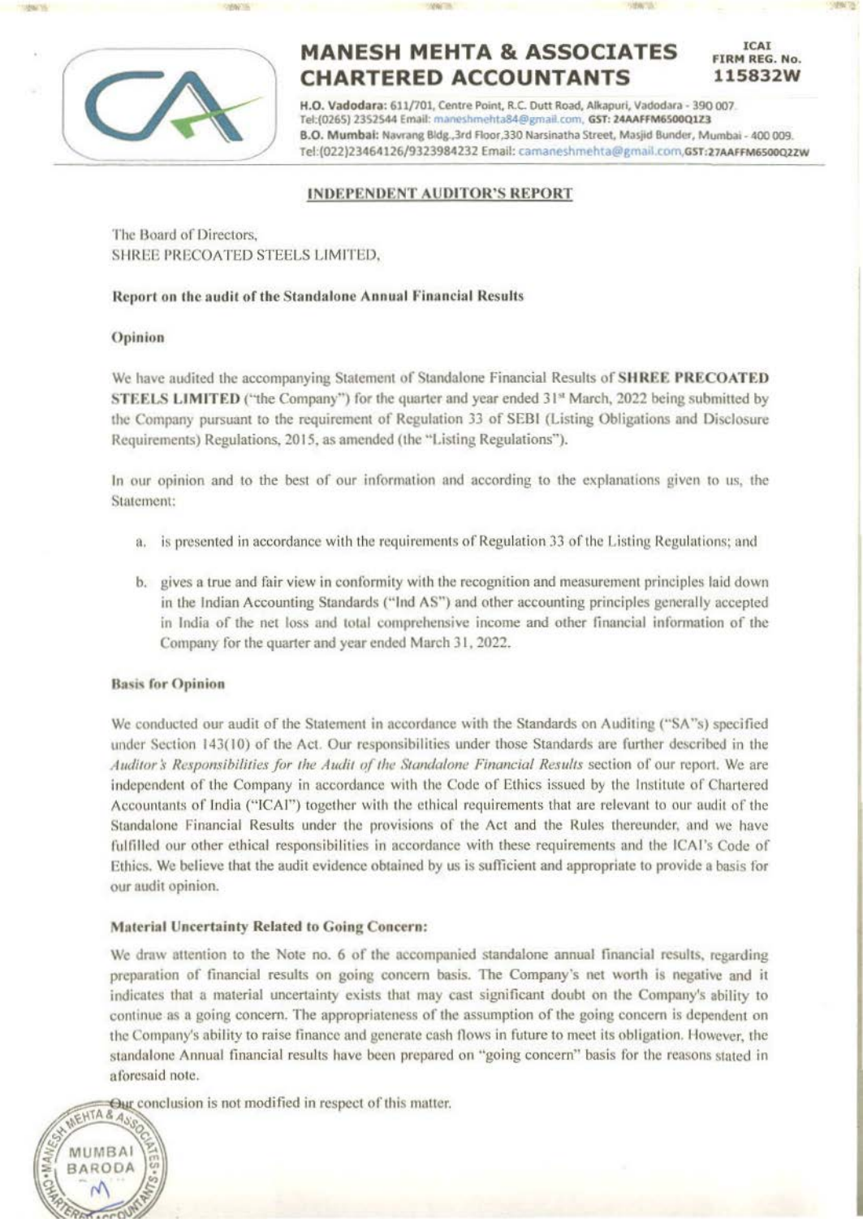# MANESH MEHTA & ASSOCIATES
# CHARTERED ACCOUNTANTS

ICAI FIRM REG. No. 115832W

**H.O. Vadodara:** 611/701, Centre Point, R.C. Dutt Road, Alkapuri, Vadodara - 390 007. Tel:(0265) 2352544 Email: maneshmehta84@gmail.com, **GST: 24AAFFM6500Q1Z3**
**B.O. Mumbai:** Navrang Bldg.,3rd Floor,330 Narsinatha Street, Masjid Bunder, Mumbai - 400 009. Tel:(022)23464126/9323984232 Email: camaneshmehta@gmail.com,**GST:27AAFFM6500Q2ZW**

## INDEPENDENT AUDITOR'S REPORT

The Board of Directors,
SHREE PRECOATED STEELS LIMITED,

### Report on the audit of the Standalone Annual Financial Results

#### Opinion

We have audited the accompanying Statement of Standalone Financial Results of **SHREE PRECOATED STEELS LIMITED** ("the Company") for the quarter and year ended 31st March, 2022 being submitted by the Company pursuant to the requirement of Regulation 33 of SEBI (Listing Obligations and Disclosure Requirements) Regulations, 2015, as amended (the "Listing Regulations").

In our opinion and to the best of our information and according to the explanations given to us, the Statement:

a. is presented in accordance with the requirements of Regulation 33 of the Listing Regulations; and

b. gives a true and fair view in conformity with the recognition and measurement principles laid down in the Indian Accounting Standards ("Ind AS") and other accounting principles generally accepted in India of the net loss and total comprehensive income and other financial information of the Company for the quarter and year ended March 31, 2022.

#### Basis for Opinion

We conducted our audit of the Statement in accordance with the Standards on Auditing ("SA"s) specified under Section 143(10) of the Act. Our responsibilities under those Standards are further described in the *Auditor's Responsibilities for the Audit of the Standalone Financial Results* section of our report. We are independent of the Company in accordance with the Code of Ethics issued by the Institute of Chartered Accountants of India ("ICAI") together with the ethical requirements that are relevant to our audit of the Standalone Financial Results under the provisions of the Act and the Rules thereunder, and we have fulfilled our other ethical responsibilities in accordance with these requirements and the ICAI's Code of Ethics. We believe that the audit evidence obtained by us is sufficient and appropriate to provide a basis for our audit opinion.

#### Material Uncertainty Related to Going Concern:

We draw attention to the Note no. 6 of the accompanied standalone annual financial results, regarding preparation of financial results on going concern basis. The Company's net worth is negative and it indicates that a material uncertainty exists that may cast significant doubt on the Company's ability to continue as a going concern. The appropriateness of the assumption of the going concern is dependent on the Company's ability to raise finance and generate cash flows in future to meet its obligation. However, the standalone Annual financial results have been prepared on "going concern" basis for the reasons stated in aforesaid note.

Our conclusion is not modified in respect of this matter.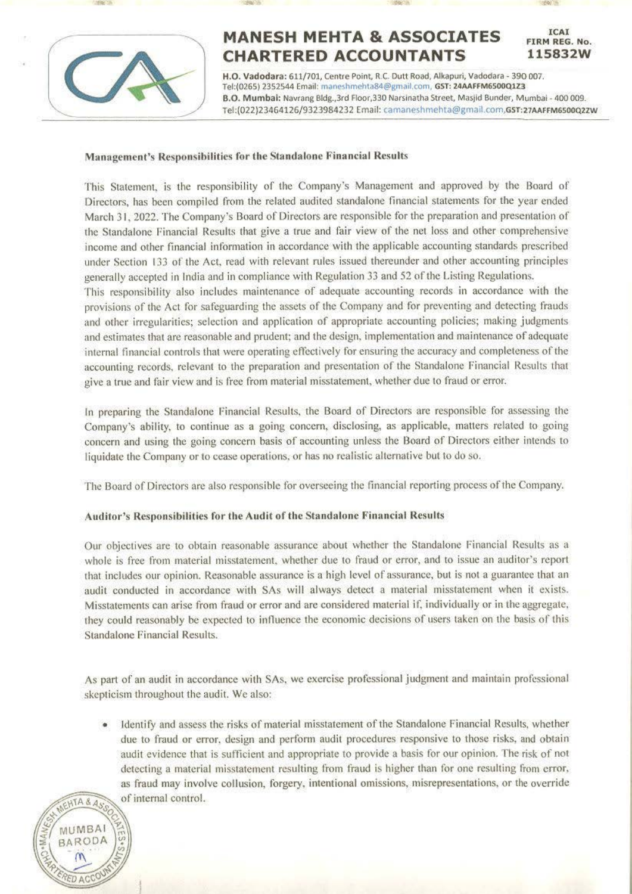# MANESH MEHTA & ASSOCIATES
# CHARTERED ACCOUNTANTS

ICAI FIRM REG. No. 115832W

**H.O. Vadodara:** 611/701, Centre Point, R.C. Dutt Road, Alkapuri, Vadodara - 390 007. Tel:(0265) 2352544 Email: maneshmehta84@gmail.com, **GST: 24AAFFM6500Q1Z3**
**B.O. Mumbai:** Navrang Bldg.,3rd Floor,330 Narsinatha Street, Masjid Bunder, Mumbai - 400 009. Tel:(022)23464126/9323984232 Email: camaneshmehta@gmail.com,**GST:27AAFFM6500Q2ZW**

**Management's Responsibilities for the Standalone Financial Results**

This Statement, is the responsibility of the Company's Management and approved by the Board of Directors, has been compiled from the related audited standalone financial statements for the year ended March 31, 2022. The Company's Board of Directors are responsible for the preparation and presentation of the Standalone Financial Results that give a true and fair view of the net loss and other comprehensive income and other financial information in accordance with the applicable accounting standards prescribed under Section 133 of the Act, read with relevant rules issued thereunder and other accounting principles generally accepted in India and in compliance with Regulation 33 and 52 of the Listing Regulations.
This responsibility also includes maintenance of adequate accounting records in accordance with the provisions of the Act for safeguarding the assets of the Company and for preventing and detecting frauds and other irregularities; selection and application of appropriate accounting policies; making judgments and estimates that are reasonable and prudent; and the design, implementation and maintenance of adequate internal financial controls that were operating effectively for ensuring the accuracy and completeness of the accounting records, relevant to the preparation and presentation of the Standalone Financial Results that give a true and fair view and is free from material misstatement, whether due to fraud or error.

In preparing the Standalone Financial Results, the Board of Directors are responsible for assessing the Company's ability, to continue as a going concern, disclosing, as applicable, matters related to going concern and using the going concern basis of accounting unless the Board of Directors either intends to liquidate the Company or to cease operations, or has no realistic alternative but to do so.

The Board of Directors are also responsible for overseeing the financial reporting process of the Company.

**Auditor's Responsibilities for the Audit of the Standalone Financial Results**

Our objectives are to obtain reasonable assurance about whether the Standalone Financial Results as a whole is free from material misstatement, whether due to fraud or error, and to issue an auditor's report that includes our opinion. Reasonable assurance is a high level of assurance, but is not a guarantee that an audit conducted in accordance with SAs will always detect a material misstatement when it exists. Misstatements can arise from fraud or error and are considered material if, individually or in the aggregate, they could reasonably be expected to influence the economic decisions of users taken on the basis of this Standalone Financial Results.

As part of an audit in accordance with SAs, we exercise professional judgment and maintain professional skepticism throughout the audit. We also:

- Identify and assess the risks of material misstatement of the Standalone Financial Results, whether due to fraud or error, design and perform audit procedures responsive to those risks, and obtain audit evidence that is sufficient and appropriate to provide a basis for our opinion. The risk of not detecting a material misstatement resulting from fraud is higher than for one resulting from error, as fraud may involve collusion, forgery, intentional omissions, misrepresentations, or the override of internal control.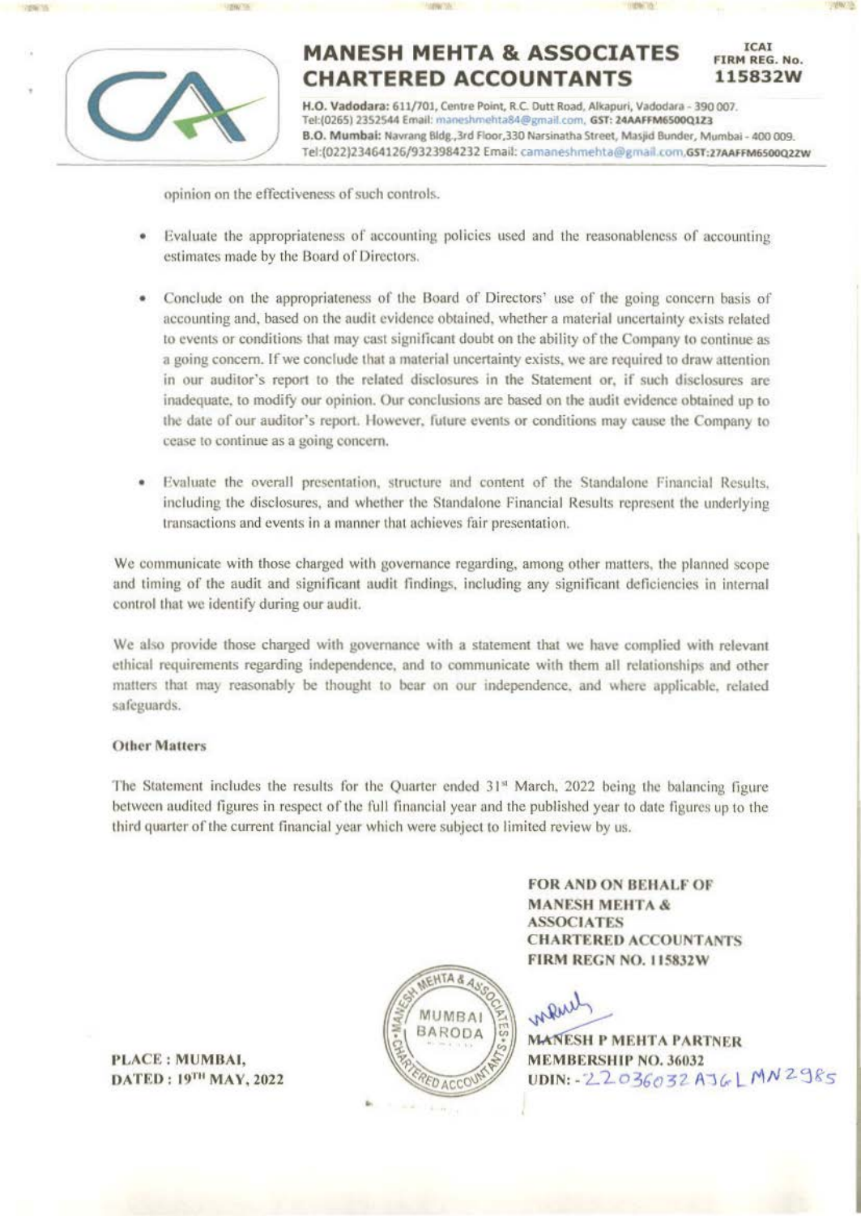# MANESH MEHTA & ASSOCIATES CHARTERED ACCOUNTANTS

ICAI FIRM REG. No. 115832W

**H.O. Vadodara:** 611/701, Centre Point, R.C. Dutt Road, Alkapuri, Vadodara - 390 007. Tel:(0265) 2352544 Email: maneshmehta84@gmail.com, **GST: 24AAFFM6500Q1Z3**
**B.O. Mumbai:** Navrang Bldg.,3rd Floor,330 Narsinatha Street, Masjid Bunder, Mumbai - 400 009. Tel:(022)23464126/9323984232 Email: camaneshmehta@gmail.com,**GST:27AAFFM6500Q2ZW**

opinion on the effectiveness of such controls.

- Evaluate the appropriateness of accounting policies used and the reasonableness of accounting estimates made by the Board of Directors.

- Conclude on the appropriateness of the Board of Directors' use of the going concern basis of accounting and, based on the audit evidence obtained, whether a material uncertainty exists related to events or conditions that may cast significant doubt on the ability of the Company to continue as a going concern. If we conclude that a material uncertainty exists, we are required to draw attention in our auditor's report to the related disclosures in the Statement or, if such disclosures are inadequate, to modify our opinion. Our conclusions are based on the audit evidence obtained up to the date of our auditor's report. However, future events or conditions may cause the Company to cease to continue as a going concern.

- Evaluate the overall presentation, structure and content of the Standalone Financial Results, including the disclosures, and whether the Standalone Financial Results represent the underlying transactions and events in a manner that achieves fair presentation.

We communicate with those charged with governance regarding, among other matters, the planned scope and timing of the audit and significant audit findings, including any significant deficiencies in internal control that we identify during our audit.

We also provide those charged with governance with a statement that we have complied with relevant ethical requirements regarding independence, and to communicate with them all relationships and other matters that may reasonably be thought to bear on our independence, and where applicable, related safeguards.

**Other Matters**

The Statement includes the results for the Quarter ended 31st March, 2022 being the balancing figure between audited figures in respect of the full financial year and the published year to date figures up to the third quarter of the current financial year which were subject to limited review by us.

**FOR AND ON BEHALF OF**
**MANESH MEHTA &**
**ASSOCIATES**
**CHARTERED ACCOUNTANTS**
**FIRM REGN NO. 115832W**

**PLACE : MUMBAI,**
**DATED : 19TH MAY, 2022**

**MANESH P MEHTA PARTNER**
**MEMBERSHIP NO. 36032**
**UDIN: -** 22036032AJGLMN2985